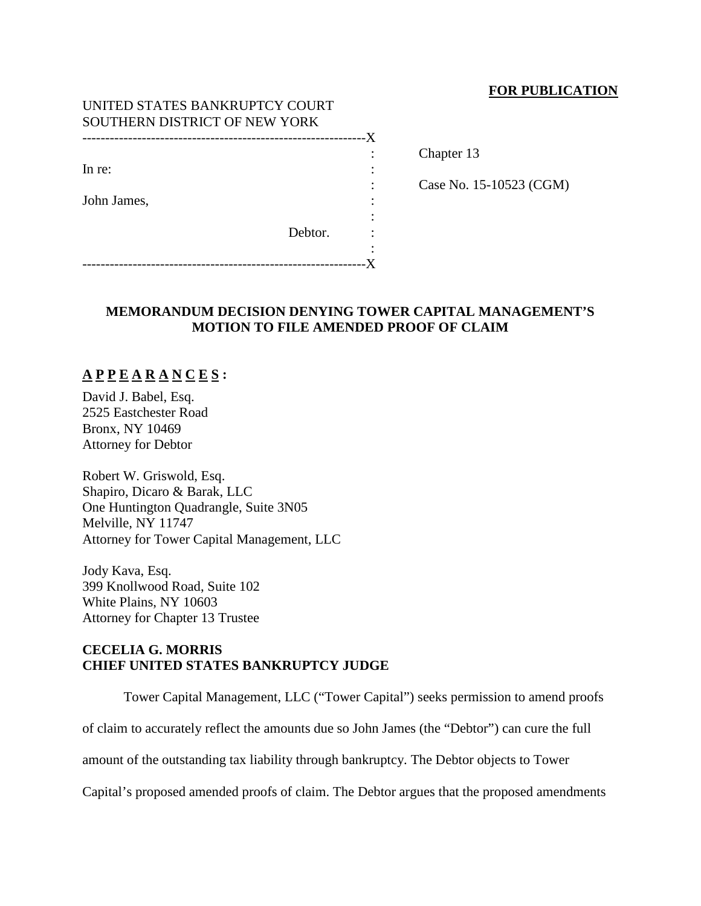**FOR PUBLICATION**

UNITED STATES BANKRUPTCY COURT
SOUTHERN DISTRICT OF NEW YORK

| | |
|---|---|
| In re: | Chapter 13 |
| John James, | Case No. 15-10523 (CGM) |
| Debtor. | |

## MEMORANDUM DECISION DENYING TOWER CAPITAL MANAGEMENT'S MOTION TO FILE AMENDED PROOF OF CLAIM

**A P P E A R A N C E S :**

David J. Babel, Esq.
2525 Eastchester Road
Bronx, NY 10469
Attorney for Debtor

Robert W. Griswold, Esq.
Shapiro, Dicaro & Barak, LLC
One Huntington Quadrangle, Suite 3N05
Melville, NY 11747
Attorney for Tower Capital Management, LLC

Jody Kava, Esq.
399 Knollwood Road, Suite 102
White Plains, NY 10603
Attorney for Chapter 13 Trustee

**CECELIA G. MORRIS**
**CHIEF UNITED STATES BANKRUPTCY JUDGE**

Tower Capital Management, LLC ("Tower Capital") seeks permission to amend proofs of claim to accurately reflect the amounts due so John James (the "Debtor") can cure the full amount of the outstanding tax liability through bankruptcy. The Debtor objects to Tower Capital's proposed amended proofs of claim. The Debtor argues that the proposed amendments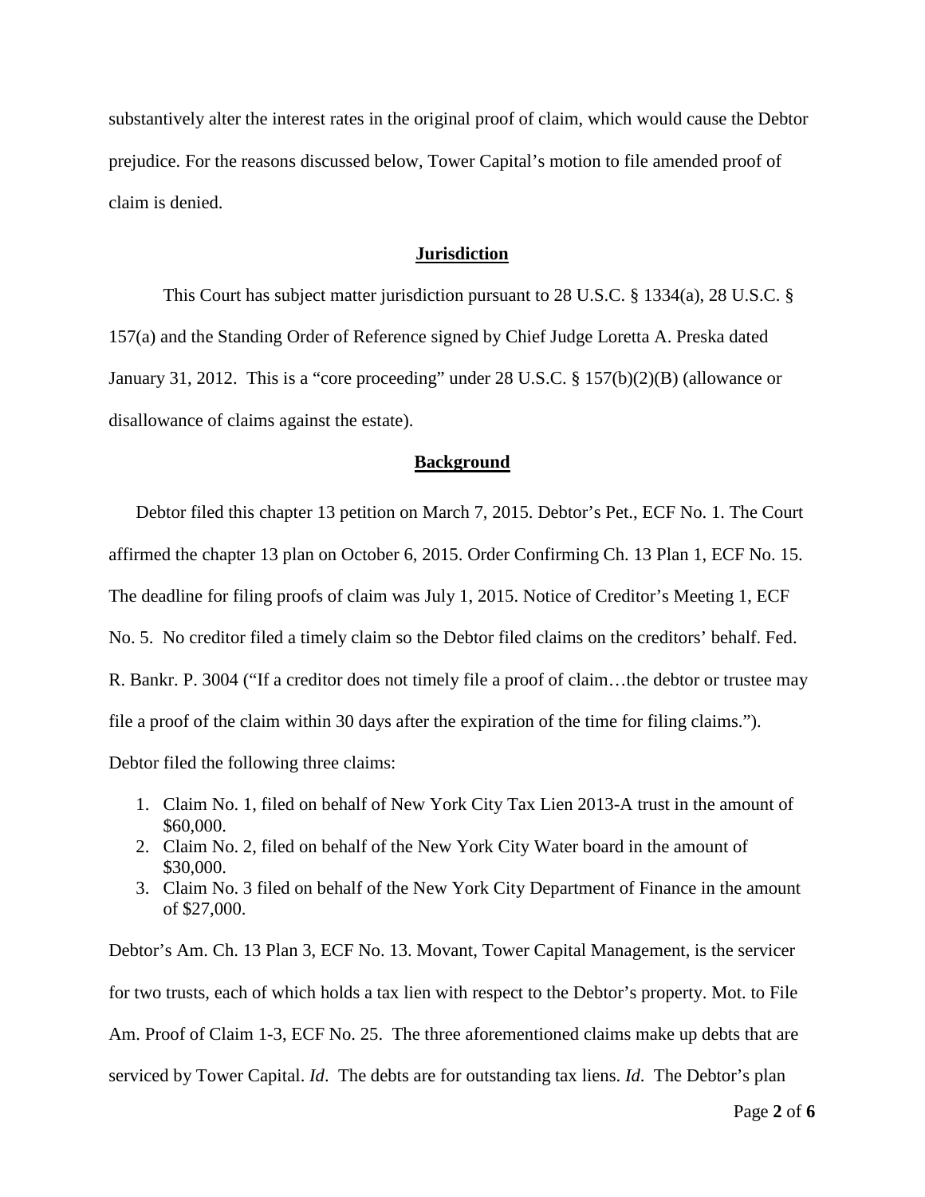substantively alter the interest rates in the original proof of claim, which would cause the Debtor prejudice. For the reasons discussed below, Tower Capital's motion to file amended proof of claim is denied.

## Jurisdiction

This Court has subject matter jurisdiction pursuant to 28 U.S.C. § 1334(a), 28 U.S.C. § 157(a) and the Standing Order of Reference signed by Chief Judge Loretta A. Preska dated January 31, 2012. This is a "core proceeding" under 28 U.S.C. § 157(b)(2)(B) (allowance or disallowance of claims against the estate).

## Background

Debtor filed this chapter 13 petition on March 7, 2015. Debtor's Pet., ECF No. 1. The Court affirmed the chapter 13 plan on October 6, 2015. Order Confirming Ch. 13 Plan 1, ECF No. 15. The deadline for filing proofs of claim was July 1, 2015. Notice of Creditor's Meeting 1, ECF No. 5. No creditor filed a timely claim so the Debtor filed claims on the creditors' behalf. Fed. R. Bankr. P. 3004 ("If a creditor does not timely file a proof of claim…the debtor or trustee may file a proof of the claim within 30 days after the expiration of the time for filing claims."). Debtor filed the following three claims:

1. Claim No. 1, filed on behalf of New York City Tax Lien 2013-A trust in the amount of $60,000.
2. Claim No. 2, filed on behalf of the New York City Water board in the amount of $30,000.
3. Claim No. 3 filed on behalf of the New York City Department of Finance in the amount of $27,000.

Debtor's Am. Ch. 13 Plan 3, ECF No. 13. Movant, Tower Capital Management, is the servicer for two trusts, each of which holds a tax lien with respect to the Debtor's property. Mot. to File Am. Proof of Claim 1-3, ECF No. 25. The three aforementioned claims make up debts that are serviced by Tower Capital. *Id*. The debts are for outstanding tax liens. *Id*. The Debtor's plan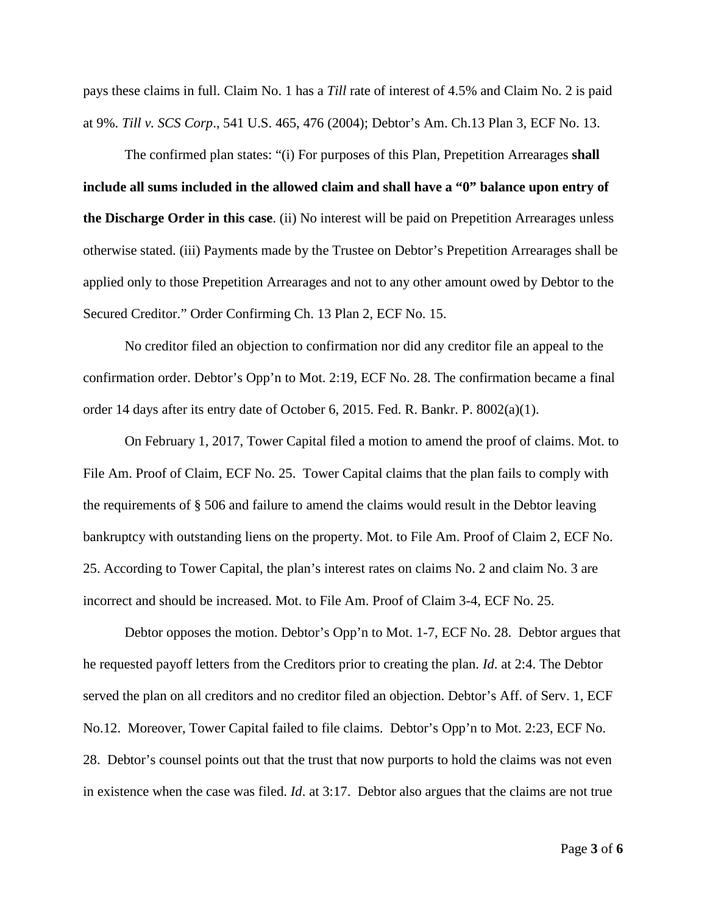pays these claims in full. Claim No. 1 has a *Till* rate of interest of 4.5% and Claim No. 2 is paid at 9%. *Till v. SCS Corp*., 541 U.S. 465, 476 (2004); Debtor's Am. Ch.13 Plan 3, ECF No. 13.

The confirmed plan states: "(i) For purposes of this Plan, Prepetition Arrearages **shall include all sums included in the allowed claim and shall have a "0" balance upon entry of the Discharge Order in this case**. (ii) No interest will be paid on Prepetition Arrearages unless otherwise stated. (iii) Payments made by the Trustee on Debtor's Prepetition Arrearages shall be applied only to those Prepetition Arrearages and not to any other amount owed by Debtor to the Secured Creditor." Order Confirming Ch. 13 Plan 2, ECF No. 15.

No creditor filed an objection to confirmation nor did any creditor file an appeal to the confirmation order. Debtor's Opp'n to Mot. 2:19, ECF No. 28. The confirmation became a final order 14 days after its entry date of October 6, 2015. Fed. R. Bankr. P. 8002(a)(1).

On February 1, 2017, Tower Capital filed a motion to amend the proof of claims. Mot. to File Am. Proof of Claim, ECF No. 25. Tower Capital claims that the plan fails to comply with the requirements of § 506 and failure to amend the claims would result in the Debtor leaving bankruptcy with outstanding liens on the property. Mot. to File Am. Proof of Claim 2, ECF No. 25. According to Tower Capital, the plan's interest rates on claims No. 2 and claim No. 3 are incorrect and should be increased. Mot. to File Am. Proof of Claim 3-4, ECF No. 25.

Debtor opposes the motion. Debtor's Opp'n to Mot. 1-7, ECF No. 28. Debtor argues that he requested payoff letters from the Creditors prior to creating the plan. *Id*. at 2:4. The Debtor served the plan on all creditors and no creditor filed an objection. Debtor's Aff. of Serv. 1, ECF No.12. Moreover, Tower Capital failed to file claims. Debtor's Opp'n to Mot. 2:23, ECF No. 28. Debtor's counsel points out that the trust that now purports to hold the claims was not even in existence when the case was filed. *Id*. at 3:17. Debtor also argues that the claims are not true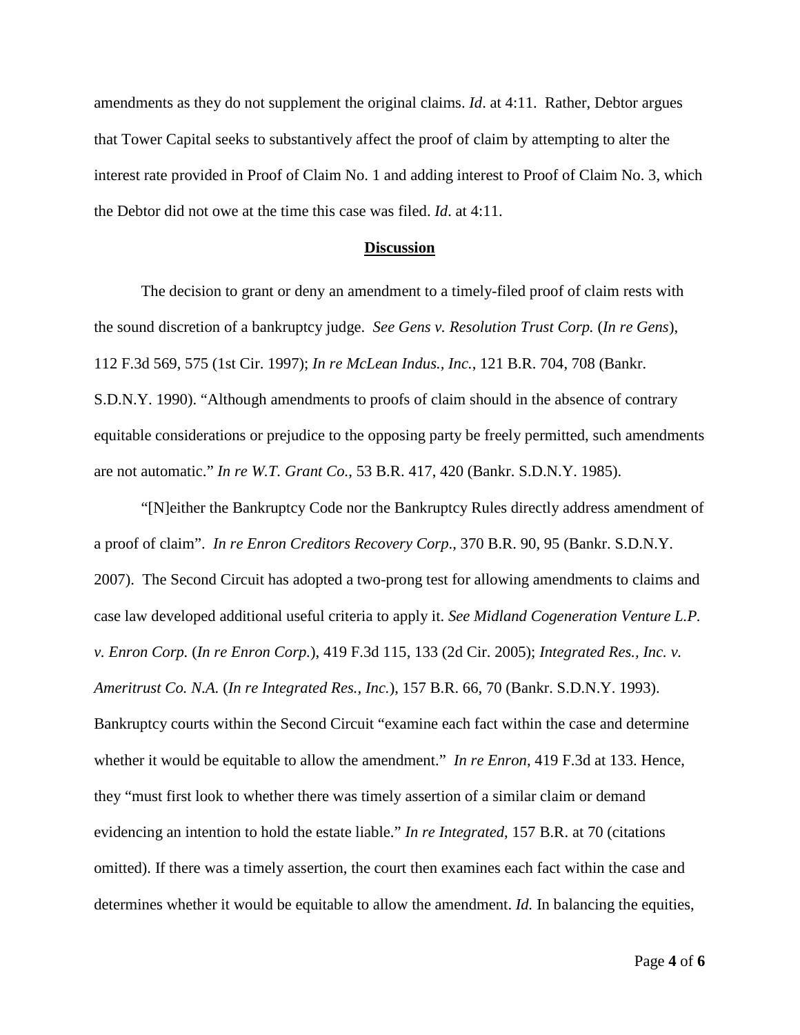amendments as they do not supplement the original claims. *Id*. at 4:11. Rather, Debtor argues that Tower Capital seeks to substantively affect the proof of claim by attempting to alter the interest rate provided in Proof of Claim No. 1 and adding interest to Proof of Claim No. 3, which the Debtor did not owe at the time this case was filed. *Id*. at 4:11.

## **Discussion**

The decision to grant or deny an amendment to a timely-filed proof of claim rests with the sound discretion of a bankruptcy judge. *See Gens v. Resolution Trust Corp.* (*In re Gens*), 112 F.3d 569, 575 (1st Cir. 1997); *In re McLean Indus., Inc.*, 121 B.R. 704, 708 (Bankr. S.D.N.Y. 1990). "Although amendments to proofs of claim should in the absence of contrary equitable considerations or prejudice to the opposing party be freely permitted, such amendments are not automatic." *In re W.T. Grant Co.*, 53 B.R. 417, 420 (Bankr. S.D.N.Y. 1985).

"[N]either the Bankruptcy Code nor the Bankruptcy Rules directly address amendment of a proof of claim". *In re Enron Creditors Recovery Corp*., 370 B.R. 90, 95 (Bankr. S.D.N.Y. 2007). The Second Circuit has adopted a two-prong test for allowing amendments to claims and case law developed additional useful criteria to apply it. *See Midland Cogeneration Venture L.P. v. Enron Corp.* (*In re Enron Corp.*), 419 F.3d 115, 133 (2d Cir. 2005); *Integrated Res., Inc. v. Ameritrust Co. N.A.* (*In re Integrated Res., Inc.*), 157 B.R. 66, 70 (Bankr. S.D.N.Y. 1993). Bankruptcy courts within the Second Circuit "examine each fact within the case and determine whether it would be equitable to allow the amendment." *In re Enron*, 419 F.3d at 133. Hence, they "must first look to whether there was timely assertion of a similar claim or demand evidencing an intention to hold the estate liable." *In re Integrated*, 157 B.R. at 70 (citations omitted). If there was a timely assertion, the court then examines each fact within the case and determines whether it would be equitable to allow the amendment. *Id.* In balancing the equities,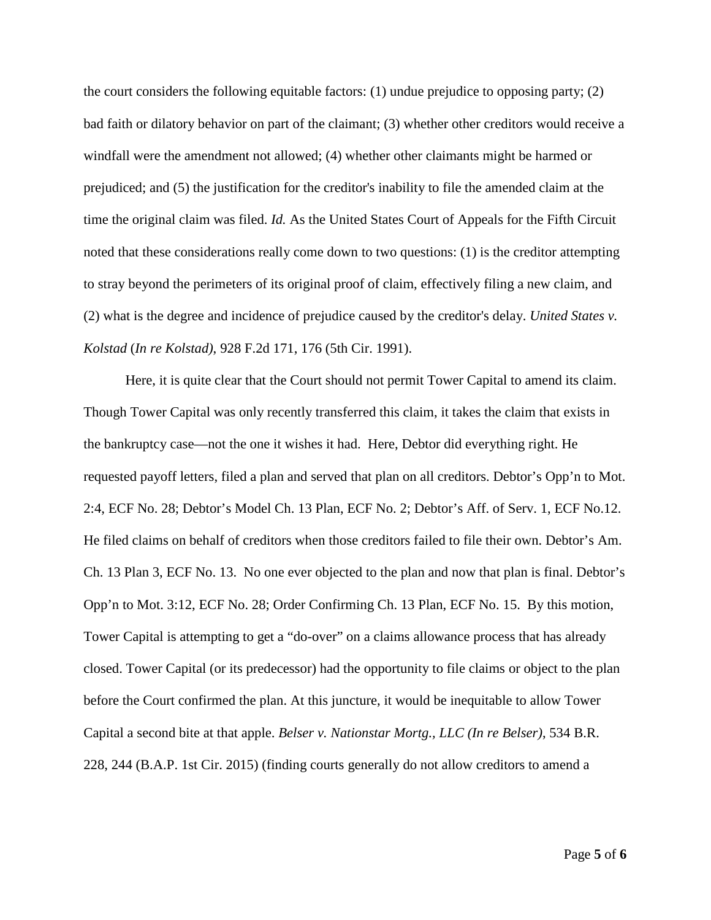the court considers the following equitable factors: (1) undue prejudice to opposing party; (2) bad faith or dilatory behavior on part of the claimant; (3) whether other creditors would receive a windfall were the amendment not allowed; (4) whether other claimants might be harmed or prejudiced; and (5) the justification for the creditor's inability to file the amended claim at the time the original claim was filed. *Id.* As the United States Court of Appeals for the Fifth Circuit noted that these considerations really come down to two questions: (1) is the creditor attempting to stray beyond the perimeters of its original proof of claim, effectively filing a new claim, and (2) what is the degree and incidence of prejudice caused by the creditor's delay. *United States v. Kolstad* (*In re Kolstad)*, 928 F.2d 171, 176 (5th Cir. 1991).

Here, it is quite clear that the Court should not permit Tower Capital to amend its claim. Though Tower Capital was only recently transferred this claim, it takes the claim that exists in the bankruptcy case—not the one it wishes it had. Here, Debtor did everything right. He requested payoff letters, filed a plan and served that plan on all creditors. Debtor's Opp'n to Mot. 2:4, ECF No. 28; Debtor's Model Ch. 13 Plan, ECF No. 2; Debtor's Aff. of Serv. 1, ECF No.12. He filed claims on behalf of creditors when those creditors failed to file their own. Debtor's Am. Ch. 13 Plan 3, ECF No. 13. No one ever objected to the plan and now that plan is final. Debtor's Opp'n to Mot. 3:12, ECF No. 28; Order Confirming Ch. 13 Plan, ECF No. 15. By this motion, Tower Capital is attempting to get a "do-over" on a claims allowance process that has already closed. Tower Capital (or its predecessor) had the opportunity to file claims or object to the plan before the Court confirmed the plan. At this juncture, it would be inequitable to allow Tower Capital a second bite at that apple. *Belser v. Nationstar Mortg., LLC (In re Belser)*, 534 B.R. 228, 244 (B.A.P. 1st Cir. 2015) (finding courts generally do not allow creditors to amend a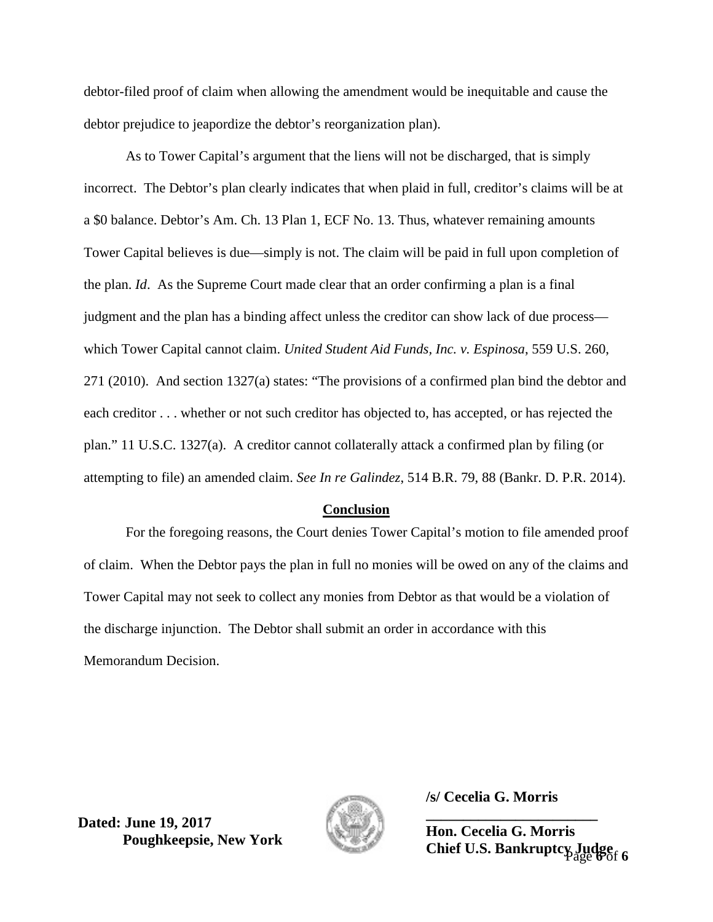debtor-filed proof of claim when allowing the amendment would be inequitable and cause the debtor prejudice to jeapordize the debtor's reorganization plan).

As to Tower Capital's argument that the liens will not be discharged, that is simply incorrect. The Debtor's plan clearly indicates that when plaid in full, creditor's claims will be at a $0 balance. Debtor's Am. Ch. 13 Plan 1, ECF No. 13. Thus, whatever remaining amounts Tower Capital believes is due—simply is not. The claim will be paid in full upon completion of the plan. *Id*. As the Supreme Court made clear that an order confirming a plan is a final judgment and the plan has a binding affect unless the creditor can show lack of due process—which Tower Capital cannot claim. *United Student Aid Funds, Inc. v. Espinosa*, 559 U.S. 260, 271 (2010). And section 1327(a) states: "The provisions of a confirmed plan bind the debtor and each creditor . . . whether or not such creditor has objected to, has accepted, or has rejected the plan." 11 U.S.C. 1327(a). A creditor cannot collaterally attack a confirmed plan by filing (or attempting to file) an amended claim. *See In re Galindez*, 514 B.R. 79, 88 (Bankr. D. P.R. 2014).

## Conclusion

For the foregoing reasons, the Court denies Tower Capital's motion to file amended proof of claim. When the Debtor pays the plan in full no monies will be owed on any of the claims and Tower Capital may not seek to collect any monies from Debtor as that would be a violation of the discharge injunction. The Debtor shall submit an order in accordance with this Memorandum Decision.

**Dated: June 19, 2017**
**Poughkeepsie, New York**

**/s/ Cecelia G. Morris**
**_______________________**
**Hon. Cecelia G. Morris**
**Chief U.S. Bankruptcy Judge**